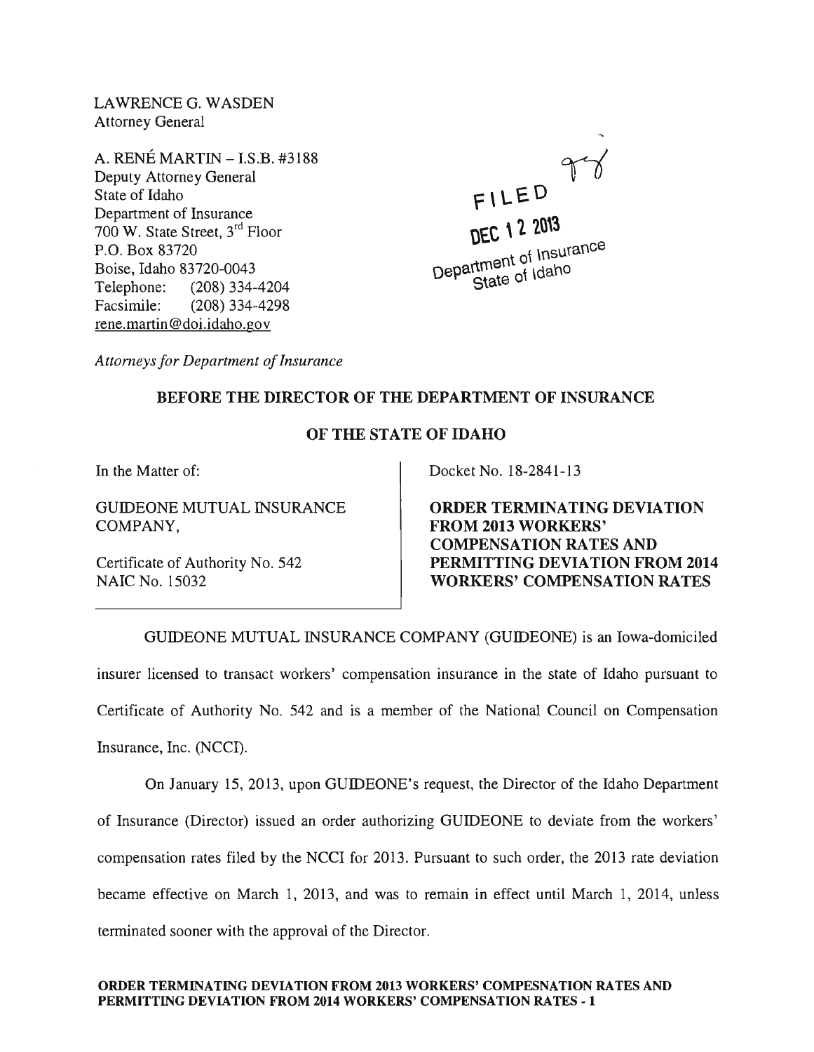LAWRENCE G. WASDEN
Attorney General

A. RENÉ MARTIN – I.S.B. #3188
Deputy Attorney General
State of Idaho
Department of Insurance
700 W. State Street, 3rd Floor
P.O. Box 83720
Boise, Idaho 83720-0043
Telephone: (208) 334-4204
Facsimile: (208) 334-4298
rene.martin@doi.idaho.gov

FILED
DEC 12 2013
Department of Insurance
State of Idaho

*Attorneys for Department of Insurance*

**BEFORE THE DIRECTOR OF THE DEPARTMENT OF INSURANCE**

**OF THE STATE OF IDAHO**

| | |
|---|---|
| In the Matter of:<br><br>GUIDEONE MUTUAL INSURANCE COMPANY,<br><br>Certificate of Authority No. 542<br>NAIC No. 15032 | Docket No. 18-2841-13<br><br>**ORDER TERMINATING DEVIATION FROM 2013 WORKERS' COMPENSATION RATES AND PERMITTING DEVIATION FROM 2014 WORKERS' COMPENSATION RATES** |

GUIDEONE MUTUAL INSURANCE COMPANY (GUIDEONE) is an Iowa-domiciled insurer licensed to transact workers' compensation insurance in the state of Idaho pursuant to Certificate of Authority No. 542 and is a member of the National Council on Compensation Insurance, Inc. (NCCI).

On January 15, 2013, upon GUIDEONE's request, the Director of the Idaho Department of Insurance (Director) issued an order authorizing GUIDEONE to deviate from the workers' compensation rates filed by the NCCI for 2013. Pursuant to such order, the 2013 rate deviation became effective on March 1, 2013, and was to remain in effect until March 1, 2014, unless terminated sooner with the approval of the Director.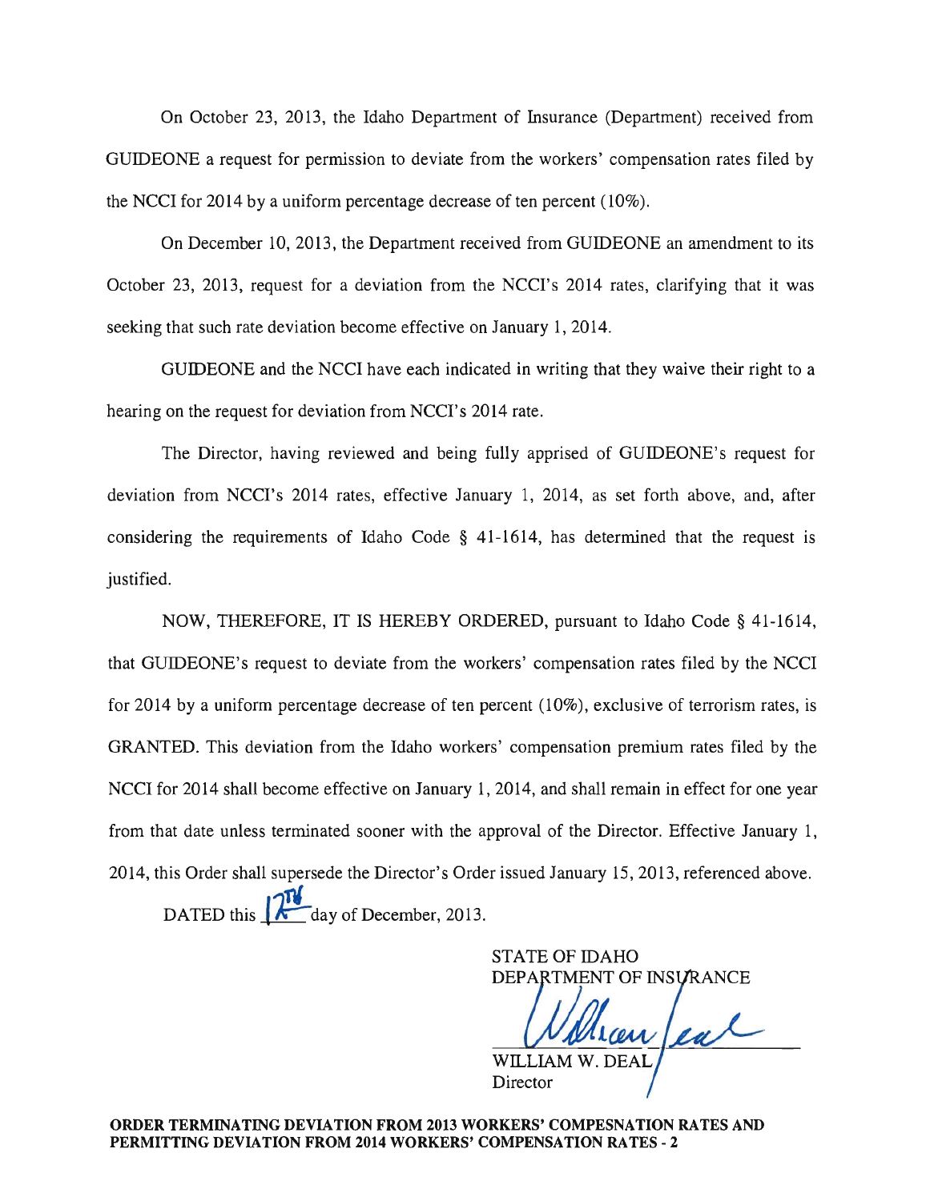On October 23, 2013, the Idaho Department of Insurance (Department) received from GUIDEONE a request for permission to deviate from the workers' compensation rates filed by the NCCI for 2014 by a uniform percentage decrease of ten percent (10%).

On December 10, 2013, the Department received from GUIDEONE an amendment to its October 23, 2013, request for a deviation from the NCCI's 2014 rates, clarifying that it was seeking that such rate deviation become effective on January 1, 2014.

GUIDEONE and the NCCI have each indicated in writing that they waive their right to a hearing on the request for deviation from NCCI's 2014 rate.

The Director, having reviewed and being fully apprised of GUIDEONE's request for deviation from NCCI's 2014 rates, effective January 1, 2014, as set forth above, and, after considering the requirements of Idaho Code § 41-1614, has determined that the request is justified.

NOW, THEREFORE, IT IS HEREBY ORDERED, pursuant to Idaho Code § 41-1614, that GUIDEONE's request to deviate from the workers' compensation rates filed by the NCCI for 2014 by a uniform percentage decrease of ten percent (10%), exclusive of terrorism rates, is GRANTED. This deviation from the Idaho workers' compensation premium rates filed by the NCCI for 2014 shall become effective on January 1, 2014, and shall remain in effect for one year from that date unless terminated sooner with the approval of the Director. Effective January 1, 2014, this Order shall supersede the Director's Order issued January 15, 2013, referenced above.

DATED this 17th day of December, 2013.

STATE OF IDAHO
DEPARTMENT OF INSURANCE

William Deal

WILLIAM W. DEAL
Director

**ORDER TERMINATING DEVIATION FROM 2013 WORKERS' COMPESNATION RATES AND PERMITTING DEVIATION FROM 2014 WORKERS' COMPENSATION RATES - 2**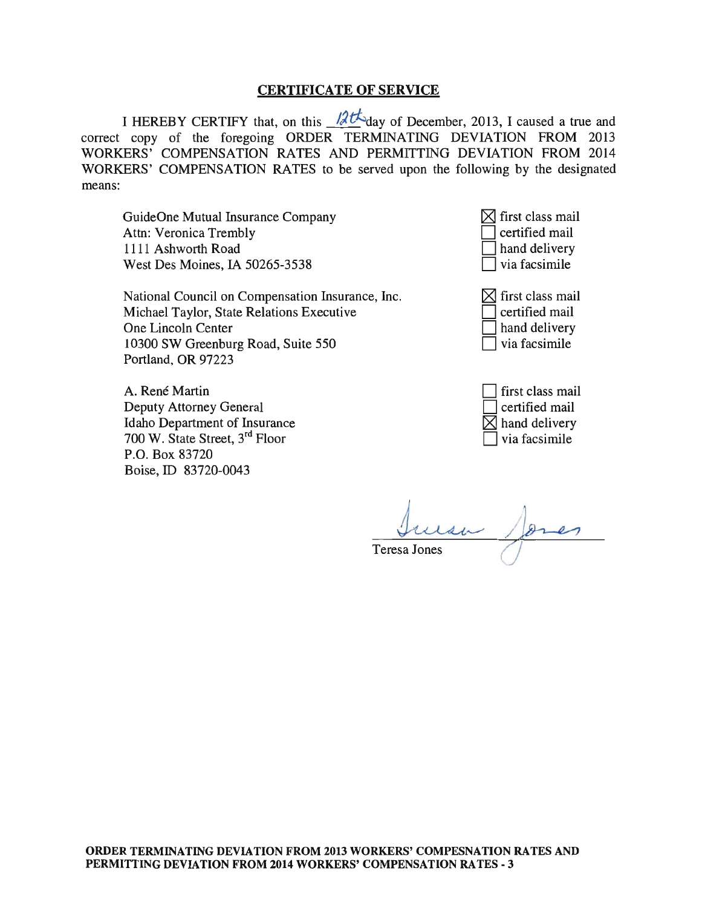## CERTIFICATE OF SERVICE

I HEREBY CERTIFY that, on this 12th day of December, 2013, I caused a true and correct copy of the foregoing ORDER TERMINATING DEVIATION FROM 2013 WORKERS' COMPENSATION RATES AND PERMITTING DEVIATION FROM 2014 WORKERS' COMPENSATION RATES to be served upon the following by the designated means:

| | |
|---|---|
| GuideOne Mutual Insurance Company<br>Attn: Veronica Trembly<br>1111 Ashworth Road<br>West Des Moines, IA 50265-3538 | ☒ first class mail<br>☐ certified mail<br>☐ hand delivery<br>☐ via facsimile |
| National Council on Compensation Insurance, Inc.<br>Michael Taylor, State Relations Executive<br>One Lincoln Center<br>10300 SW Greenburg Road, Suite 550<br>Portland, OR 97223 | ☒ first class mail<br>☐ certified mail<br>☐ hand delivery<br>☐ via facsimile |
| A. René Martin<br>Deputy Attorney General<br>Idaho Department of Insurance<br>700 W. State Street, 3rd Floor<br>P.O. Box 83720<br>Boise, ID 83720-0043 | ☐ first class mail<br>☐ certified mail<br>☒ hand delivery<br>☐ via facsimile |

Teresa Jones

ORDER TERMINATING DEVIATION FROM 2013 WORKERS' COMPESNATION RATES AND PERMITTING DEVIATION FROM 2014 WORKERS' COMPENSATION RATES - 3